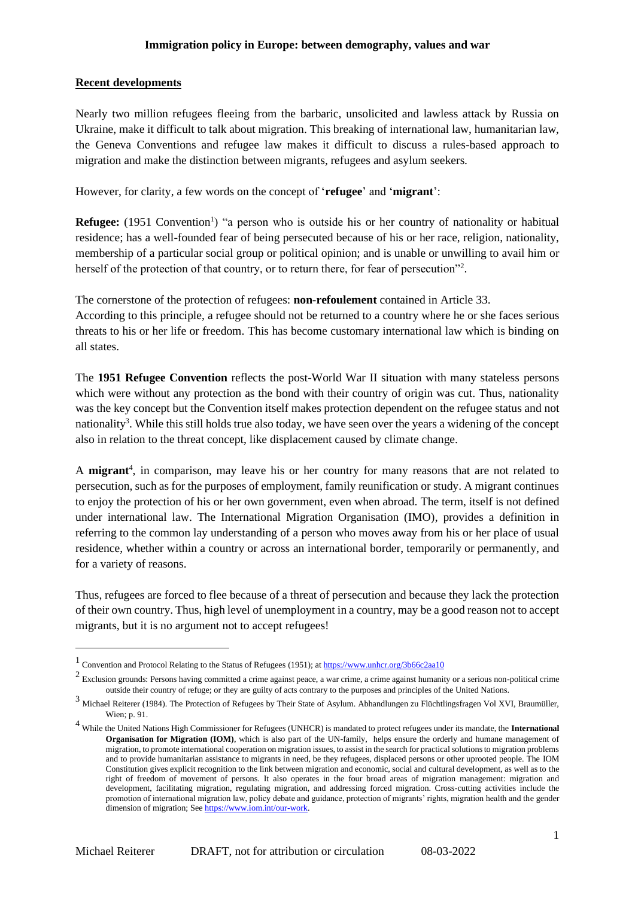# Immigration policy in Europe: between demography, values and war

## Recent developments

Nearly two million refugees fleeing from the barbaric, unsolicited and lawless attack by Russia on Ukraine, make it difficult to talk about migration. This breaking of international law, humanitarian law, the Geneva Conventions and refugee law makes it difficult to discuss a rules-based approach to migration and make the distinction between migrants, refugees and asylum seekers.

However, for clarity, a few words on the concept of '**refugee**' and '**migrant**':

**Refugee:** (1951 Convention[1]) "a person who is outside his or her country of nationality or habitual residence; has a well-founded fear of being persecuted because of his or her race, religion, nationality, membership of a particular social group or political opinion; and is unable or unwilling to avail him or herself of the protection of that country, or to return there, for fear of persecution"[2].

The cornerstone of the protection of refugees: **non-refoulement** contained in Article 33.
According to this principle, a refugee should not be returned to a country where he or she faces serious threats to his or her life or freedom. This has become customary international law which is binding on all states.

The **1951 Refugee Convention** reflects the post-World War II situation with many stateless persons which were without any protection as the bond with their country of origin was cut. Thus, nationality was the key concept but the Convention itself makes protection dependent on the refugee status and not nationality[3]. While this still holds true also today, we have seen over the years a widening of the concept also in relation to the threat concept, like displacement caused by climate change.

A **migrant**[4], in comparison, may leave his or her country for many reasons that are not related to persecution, such as for the purposes of employment, family reunification or study. A migrant continues to enjoy the protection of his or her own government, even when abroad. The term, itself is not defined under international law. The International Migration Organisation (IMO), provides a definition in referring to the common lay understanding of a person who moves away from his or her place of usual residence, whether within a country or across an international border, temporarily or permanently, and for a variety of reasons.

Thus, refugees are forced to flee because of a threat of persecution and because they lack the protection of their own country. Thus, high level of unemployment in a country, may be a good reason not to accept migrants, but it is no argument not to accept refugees!

---

[1] Convention and Protocol Relating to the Status of Refugees (1951); at https://www.unhcr.org/3b66c2aa10

[2] Exclusion grounds: Persons having committed a crime against peace, a war crime, a crime against humanity or a serious non-political crime outside their country of refuge; or they are guilty of acts contrary to the purposes and principles of the United Nations.

[3] Michael Reiterer (1984). The Protection of Refugees by Their State of Asylum. Abhandlungen zu Flüchtlingsfragen Vol XVI, Braumüller, Wien; p. 91.

[4] While the United Nations High Commissioner for Refugees (UNHCR) is mandated to protect refugees under its mandate, the **International Organisation for Migration (IOM)**, which is also part of the UN-family, helps ensure the orderly and humane management of migration, to promote international cooperation on migration issues, to assist in the search for practical solutions to migration problems and to provide humanitarian assistance to migrants in need, be they refugees, displaced persons or other uprooted people. The IOM Constitution gives explicit recognition to the link between migration and economic, social and cultural development, as well as to the right of freedom of movement of persons. It also operates in the four broad areas of migration management: migration and development, facilitating migration, regulating migration, and addressing forced migration. Cross-cutting activities include the promotion of international migration law, policy debate and guidance, protection of migrants' rights, migration health and the gender dimension of migration; See https://www.iom.int/our-work.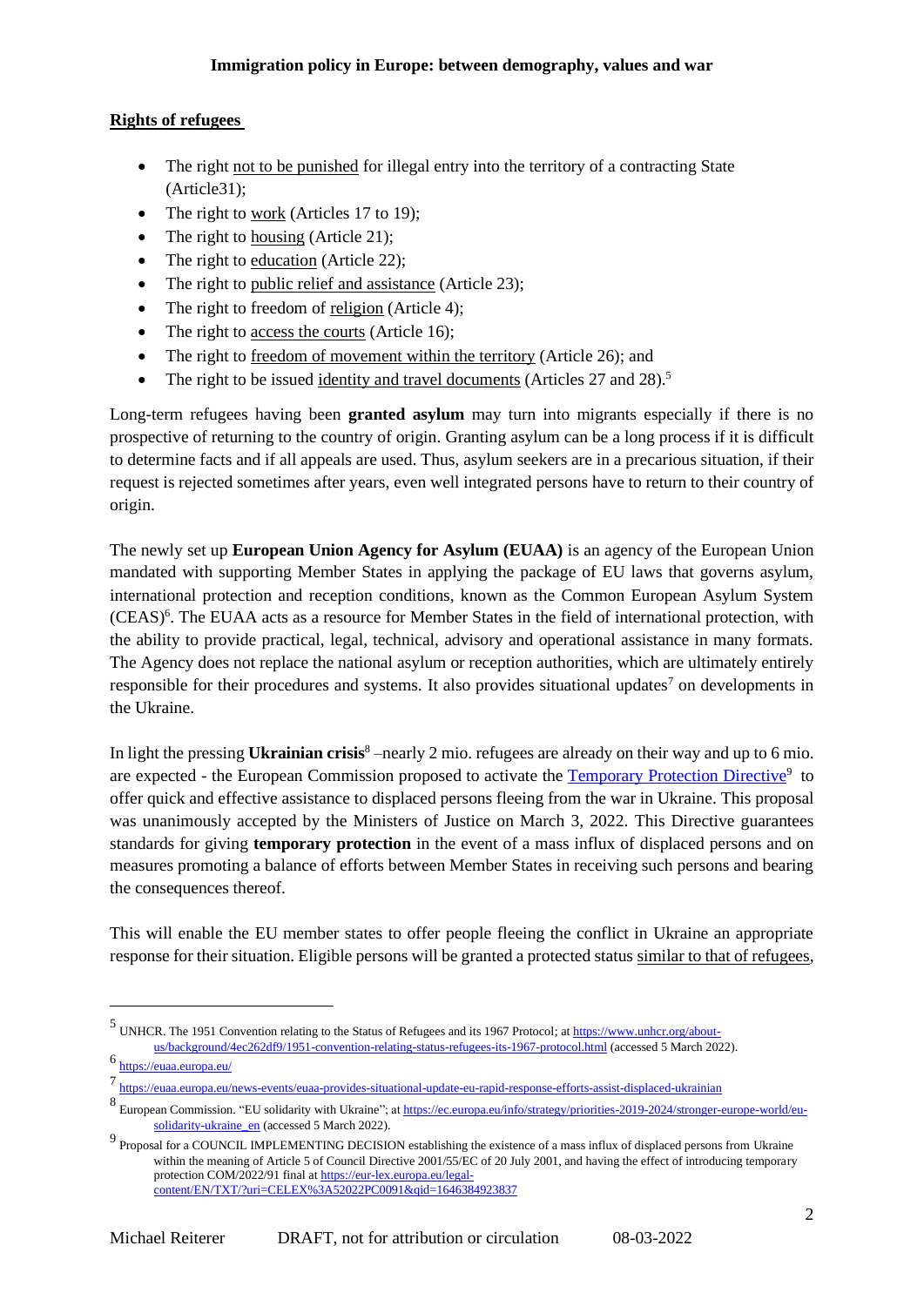## Rights of refugees

- The right not to be punished for illegal entry into the territory of a contracting State (Article31);
- The right to work (Articles 17 to 19);
- The right to housing (Article 21);
- The right to education (Article 22);
- The right to public relief and assistance (Article 23);
- The right to freedom of religion (Article 4);
- The right to access the courts (Article 16);
- The right to freedom of movement within the territory (Article 26); and
- The right to be issued identity and travel documents (Articles 27 and 28).[5]

Long-term refugees having been **granted asylum** may turn into migrants especially if there is no prospective of returning to the country of origin. Granting asylum can be a long process if it is difficult to determine facts and if all appeals are used. Thus, asylum seekers are in a precarious situation, if their request is rejected sometimes after years, even well integrated persons have to return to their country of origin.

The newly set up **European Union Agency for Asylum (EUAA)** is an agency of the European Union mandated with supporting Member States in applying the package of EU laws that governs asylum, international protection and reception conditions, known as the Common European Asylum System (CEAS)[6]. The EUAA acts as a resource for Member States in the field of international protection, with the ability to provide practical, legal, technical, advisory and operational assistance in many formats. The Agency does not replace the national asylum or reception authorities, which are ultimately entirely responsible for their procedures and systems. It also provides situational updates[7] on developments in the Ukraine.

In light the pressing **Ukrainian crisis**[8] –nearly 2 mio. refugees are already on their way and up to 6 mio. are expected - the European Commission proposed to activate the Temporary Protection Directive[9] to offer quick and effective assistance to displaced persons fleeing from the war in Ukraine. This proposal was unanimously accepted by the Ministers of Justice on March 3, 2022. This Directive guarantees standards for giving **temporary protection** in the event of a mass influx of displaced persons and on measures promoting a balance of efforts between Member States in receiving such persons and bearing the consequences thereof.

This will enable the EU member states to offer people fleeing the conflict in Ukraine an appropriate response for their situation. Eligible persons will be granted a protected status similar to that of refugees,

---

[5] UNHCR. The 1951 Convention relating to the Status of Refugees and its 1967 Protocol; at https://www.unhcr.org/about-us/background/4ec262df9/1951-convention-relating-status-refugees-its-1967-protocol.html (accessed 5 March 2022).

[6] https://euaa.europa.eu/

[7] https://euaa.europa.eu/news-events/euaa-provides-situational-update-eu-rapid-response-efforts-assist-displaced-ukrainian

[8] European Commission. "EU solidarity with Ukraine"; at https://ec.europa.eu/info/strategy/priorities-2019-2024/stronger-europe-world/eu-solidarity-ukraine_en (accessed 5 March 2022).

[9] Proposal for a COUNCIL IMPLEMENTING DECISION establishing the existence of a mass influx of displaced persons from Ukraine within the meaning of Article 5 of Council Directive 2001/55/EC of 20 July 2001, and having the effect of introducing temporary protection COM/2022/91 final at https://eur-lex.europa.eu/legal-content/EN/TXT/?uri=CELEX%3A52022PC0091&qid=1646384923837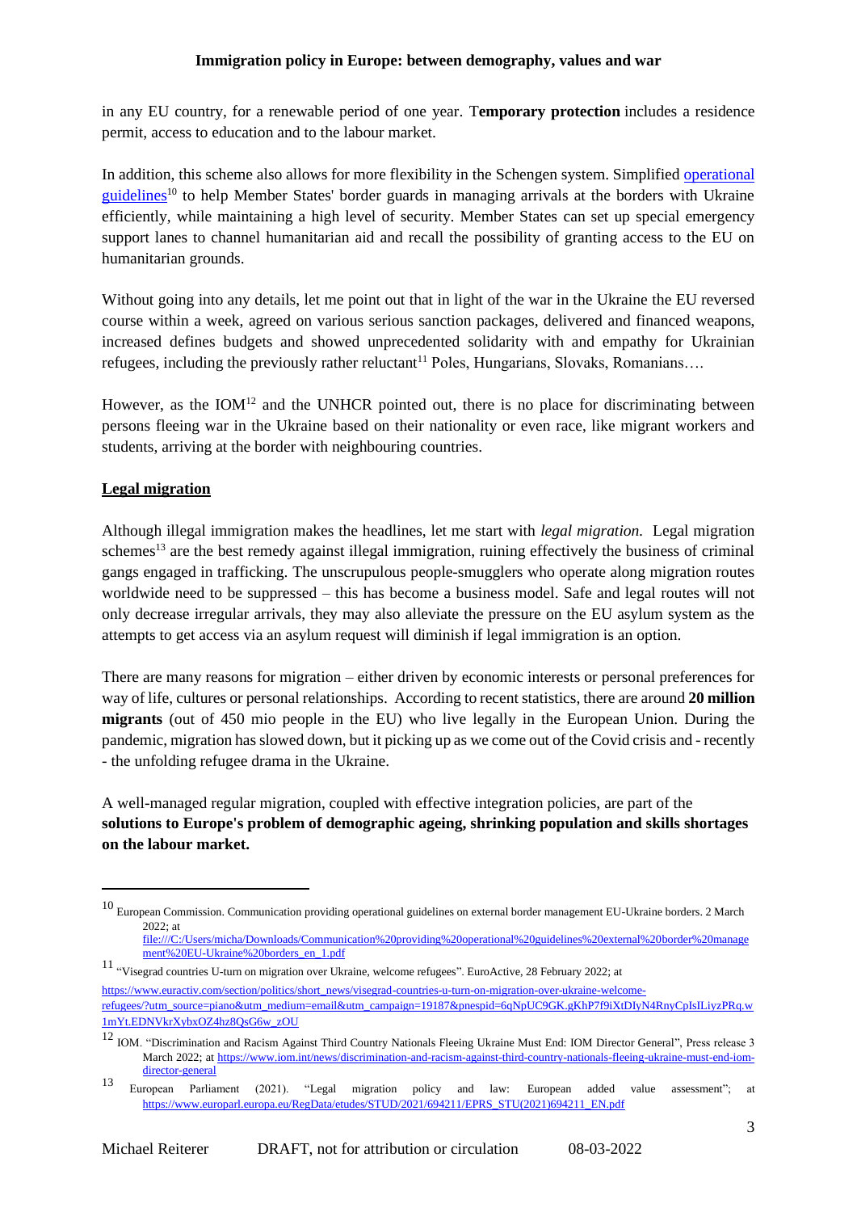in any EU country, for a renewable period of one year. T**emporary protection** includes a residence permit, access to education and to the labour market.

In addition, this scheme also allows for more flexibility in the Schengen system. Simplified operational guidelines[10] to help Member States' border guards in managing arrivals at the borders with Ukraine efficiently, while maintaining a high level of security. Member States can set up special emergency support lanes to channel humanitarian aid and recall the possibility of granting access to the EU on humanitarian grounds.

Without going into any details, let me point out that in light of the war in the Ukraine the EU reversed course within a week, agreed on various serious sanction packages, delivered and financed weapons, increased defines budgets and showed unprecedented solidarity with and empathy for Ukrainian refugees, including the previously rather reluctant[11] Poles, Hungarians, Slovaks, Romanians….

However, as the IOM[12] and the UNHCR pointed out, there is no place for discriminating between persons fleeing war in the Ukraine based on their nationality or even race, like migrant workers and students, arriving at the border with neighbouring countries.

## Legal migration

Although illegal immigration makes the headlines, let me start with *legal migration.* Legal migration schemes[13] are the best remedy against illegal immigration, ruining effectively the business of criminal gangs engaged in trafficking. The unscrupulous people-smugglers who operate along migration routes worldwide need to be suppressed – this has become a business model. Safe and legal routes will not only decrease irregular arrivals, they may also alleviate the pressure on the EU asylum system as the attempts to get access via an asylum request will diminish if legal immigration is an option.

There are many reasons for migration – either driven by economic interests or personal preferences for way of life, cultures or personal relationships. According to recent statistics, there are around **20 million migrants** (out of 450 mio people in the EU) who live legally in the European Union. During the pandemic, migration has slowed down, but it picking up as we come out of the Covid crisis and - recently - the unfolding refugee drama in the Ukraine.

A well-managed regular migration, coupled with effective integration policies, are part of the **solutions to Europe's problem of demographic ageing, shrinking population and skills shortages on the labour market.**

---

[10] European Commission. Communication providing operational guidelines on external border management EU-Ukraine borders. 2 March 2022; at file:///C:/Users/micha/Downloads/Communication%20providing%20operational%20guidelines%20external%20border%20management%20EU-Ukraine%20borders_en_1.pdf

[11] "Visegrad countries U-turn on migration over Ukraine, welcome refugees". EuroActive, 28 February 2022; at https://www.euractiv.com/section/politics/short_news/visegrad-countries-u-turn-on-migration-over-ukraine-welcome-refugees/?utm_source=piano&utm_medium=email&utm_campaign=19187&pnespid=6qNpUC9GK.gKhP7f9iXtDIyN4RnyCpIsILiyzPRq.w1mYt.EDNVkrXybxOZ4hz8QsG6w_zOU

[12] IOM. "Discrimination and Racism Against Third Country Nationals Fleeing Ukraine Must End: IOM Director General", Press release 3 March 2022; at https://www.iom.int/news/discrimination-and-racism-against-third-country-nationals-fleeing-ukraine-must-end-iom-director-general

[13] European Parliament (2021). "Legal migration policy and law: European added value assessment"; at https://www.europarl.europa.eu/RegData/etudes/STUD/2021/694211/EPRS_STU(2021)694211_EN.pdf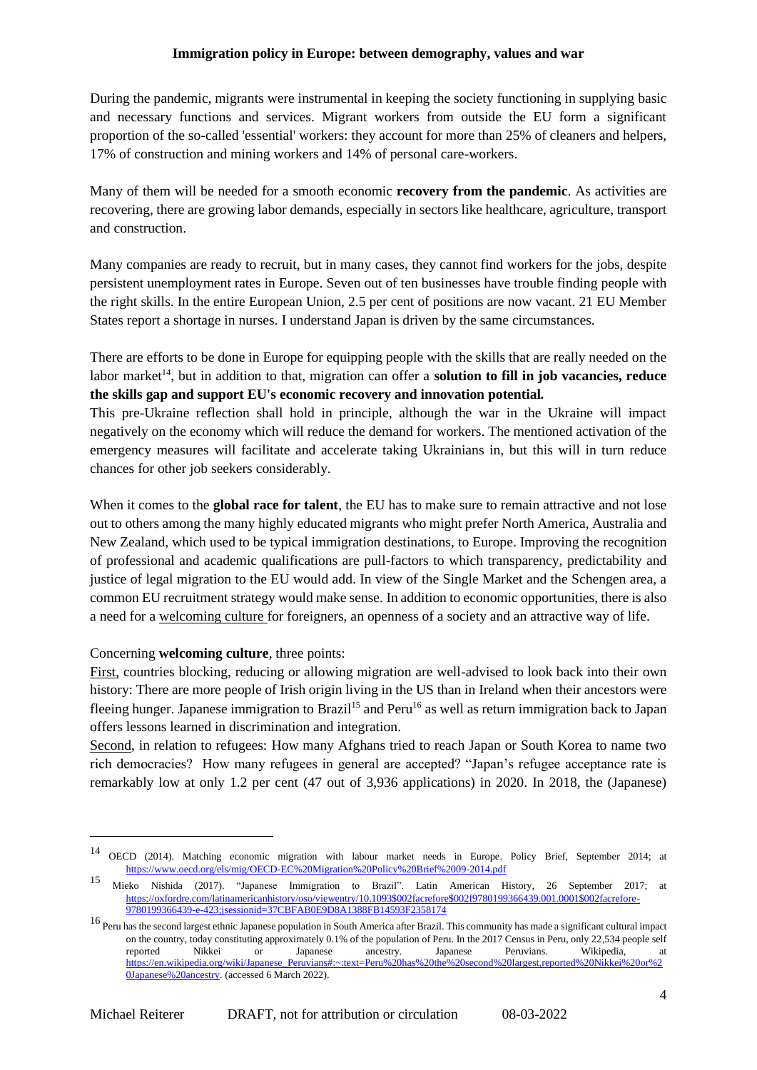During the pandemic, migrants were instrumental in keeping the society functioning in supplying basic and necessary functions and services. Migrant workers from outside the EU form a significant proportion of the so-called 'essential' workers: they account for more than 25% of cleaners and helpers, 17% of construction and mining workers and 14% of personal care-workers.

Many of them will be needed for a smooth economic **recovery from the pandemic**. As activities are recovering, there are growing labor demands, especially in sectors like healthcare, agriculture, transport and construction.

Many companies are ready to recruit, but in many cases, they cannot find workers for the jobs, despite persistent unemployment rates in Europe. Seven out of ten businesses have trouble finding people with the right skills. In the entire European Union, 2.5 per cent of positions are now vacant. 21 EU Member States report a shortage in nurses. I understand Japan is driven by the same circumstances.

There are efforts to be done in Europe for equipping people with the skills that are really needed on the labor market[14], but in addition to that, migration can offer a **solution to fill in job vacancies, reduce the skills gap and support EU's economic recovery and innovation potential.**
This pre-Ukraine reflection shall hold in principle, although the war in the Ukraine will impact negatively on the economy which will reduce the demand for workers. The mentioned activation of the emergency measures will facilitate and accelerate taking Ukrainians in, but this will in turn reduce chances for other job seekers considerably.

When it comes to the **global race for talent**, the EU has to make sure to remain attractive and not lose out to others among the many highly educated migrants who might prefer North America, Australia and New Zealand, which used to be typical immigration destinations, to Europe. Improving the recognition of professional and academic qualifications are pull-factors to which transparency, predictability and justice of legal migration to the EU would add. In view of the Single Market and the Schengen area, a common EU recruitment strategy would make sense. In addition to economic opportunities, there is also a need for a welcoming culture for foreigners, an openness of a society and an attractive way of life.

Concerning **welcoming culture**, three points:
First, countries blocking, reducing or allowing migration are well-advised to look back into their own history: There are more people of Irish origin living in the US than in Ireland when their ancestors were fleeing hunger. Japanese immigration to Brazil[15] and Peru[16] as well as return immigration back to Japan offers lessons learned in discrimination and integration.
Second, in relation to refugees: How many Afghans tried to reach Japan or South Korea to name two rich democracies? How many refugees in general are accepted? "Japan's refugee acceptance rate is remarkably low at only 1.2 per cent (47 out of 3,936 applications) in 2020. In 2018, the (Japanese)

---

[14] OECD (2014). Matching economic migration with labour market needs in Europe. Policy Brief, September 2014; at https://www.oecd.org/els/mig/OECD-EC%20Migration%20Policy%20Brief%2009-2014.pdf

[15] Mieko Nishida (2017). "Japanese Immigration to Brazil". Latin American History, 26 September 2017; at https://oxfordre.com/latinamericanhistory/oso/viewentry/10.1093$002facrefore$002f9780199366439.001.0001$002facrefore-9780199366439-e-423;jsessionid=37CBFAB0E9D8A1388FB14593F2358174

[16] Peru has the second largest ethnic Japanese population in South America after Brazil. This community has made a significant cultural impact on the country, today constituting approximately 0.1% of the population of Peru. In the 2017 Census in Peru, only 22,534 people self reported Nikkei or Japanese ancestry. Japanese Peruvians. Wikipedia, at https://en.wikipedia.org/wiki/Japanese_Peruvians#:~:text=Peru%20has%20the%20second%20largest,reported%20Nikkei%20or%20Japanese%20ancestry. (accessed 6 March 2022).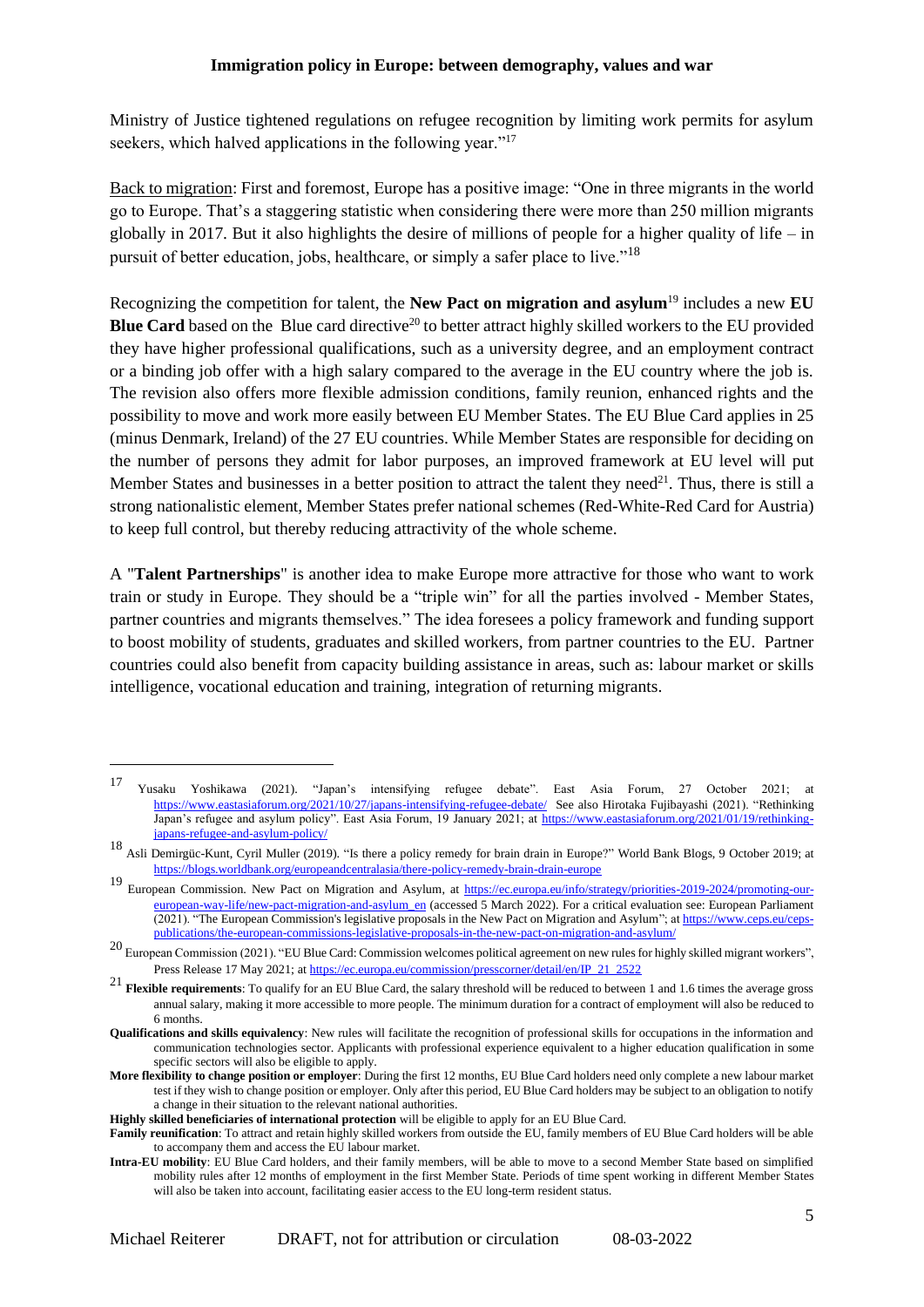Ministry of Justice tightened regulations on refugee recognition by limiting work permits for asylum seekers, which halved applications in the following year."[17]

Back to migration: First and foremost, Europe has a positive image: "One in three migrants in the world go to Europe. That's a staggering statistic when considering there were more than 250 million migrants globally in 2017. But it also highlights the desire of millions of people for a higher quality of life – in pursuit of better education, jobs, healthcare, or simply a safer place to live."[18]

Recognizing the competition for talent, the **New Pact on migration and asylum**[19] includes a new **EU Blue Card** based on the Blue card directive[20] to better attract highly skilled workers to the EU provided they have higher professional qualifications, such as a university degree, and an employment contract or a binding job offer with a high salary compared to the average in the EU country where the job is. The revision also offers more flexible admission conditions, family reunion, enhanced rights and the possibility to move and work more easily between EU Member States. The EU Blue Card applies in 25 (minus Denmark, Ireland) of the 27 EU countries. While Member States are responsible for deciding on the number of persons they admit for labor purposes, an improved framework at EU level will put Member States and businesses in a better position to attract the talent they need[21]. Thus, there is still a strong nationalistic element, Member States prefer national schemes (Red-White-Red Card for Austria) to keep full control, but thereby reducing attractivity of the whole scheme.

A "**Talent Partnerships**" is another idea to make Europe more attractive for those who want to work train or study in Europe. They should be a "triple win" for all the parties involved - Member States, partner countries and migrants themselves." The idea foresees a policy framework and funding support to boost mobility of students, graduates and skilled workers, from partner countries to the EU. Partner countries could also benefit from capacity building assistance in areas, such as: labour market or skills intelligence, vocational education and training, integration of returning migrants.

---

[17] Yusaku Yoshikawa (2021). "Japan's intensifying refugee debate". East Asia Forum, 27 October 2021; at https://www.eastasiaforum.org/2021/10/27/japans-intensifying-refugee-debate/ See also Hirotaka Fujibayashi (2021). "Rethinking Japan's refugee and asylum policy". East Asia Forum, 19 January 2021; at https://www.eastasiaforum.org/2021/01/19/rethinking-japans-refugee-and-asylum-policy/

[18] Asli Demirgüc-Kunt, Cyril Muller (2019). "Is there a policy remedy for brain drain in Europe?" World Bank Blogs, 9 October 2019; at https://blogs.worldbank.org/europeandcentralasia/there-policy-remedy-brain-drain-europe

[19] European Commission. New Pact on Migration and Asylum, at https://ec.europa.eu/info/strategy/priorities-2019-2024/promoting-our-european-way-life/new-pact-migration-and-asylum_en (accessed 5 March 2022). For a critical evaluation see: European Parliament (2021). "The European Commission's legislative proposals in the New Pact on Migration and Asylum"; at https://www.ceps.eu/ceps-publications/the-european-commissions-legislative-proposals-in-the-new-pact-on-migration-and-asylum/

[20] European Commission (2021). "EU Blue Card: Commission welcomes political agreement on new rules for highly skilled migrant workers", Press Release 17 May 2021; at https://ec.europa.eu/commission/presscorner/detail/en/IP_21_2522

[21] **Flexible requirements**: To qualify for an EU Blue Card, the salary threshold will be reduced to between 1 and 1.6 times the average gross annual salary, making it more accessible to more people. The minimum duration for a contract of employment will also be reduced to 6 months.

**Qualifications and skills equivalency**: New rules will facilitate the recognition of professional skills for occupations in the information and communication technologies sector. Applicants with professional experience equivalent to a higher education qualification in some specific sectors will also be eligible to apply.

**More flexibility to change position or employer**: During the first 12 months, EU Blue Card holders need only complete a new labour market test if they wish to change position or employer. Only after this period, EU Blue Card holders may be subject to an obligation to notify a change in their situation to the relevant national authorities.

**Highly skilled beneficiaries of international protection** will be eligible to apply for an EU Blue Card.

**Family reunification**: To attract and retain highly skilled workers from outside the EU, family members of EU Blue Card holders will be able to accompany them and access the EU labour market.

**Intra-EU mobility**: EU Blue Card holders, and their family members, will be able to move to a second Member State based on simplified mobility rules after 12 months of employment in the first Member State. Periods of time spent working in different Member States will also be taken into account, facilitating easier access to the EU long-term resident status.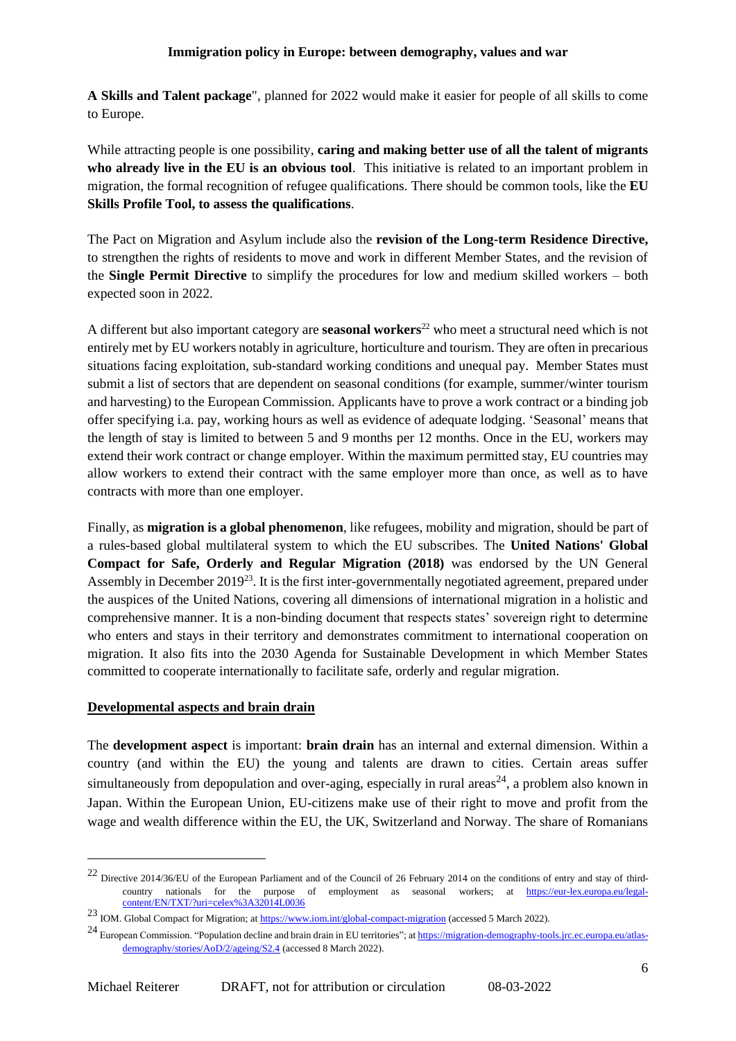**A Skills and Talent package**", planned for 2022 would make it easier for people of all skills to come to Europe.

While attracting people is one possibility, **caring and making better use of all the talent of migrants who already live in the EU is an obvious tool**. This initiative is related to an important problem in migration, the formal recognition of refugee qualifications. There should be common tools, like the **EU Skills Profile Tool, to assess the qualifications**.

The Pact on Migration and Asylum include also the **revision of the Long-term Residence Directive,** to strengthen the rights of residents to move and work in different Member States, and the revision of the **Single Permit Directive** to simplify the procedures for low and medium skilled workers – both expected soon in 2022.

A different but also important category are **seasonal workers**[22] who meet a structural need which is not entirely met by EU workers notably in agriculture, horticulture and tourism. They are often in precarious situations facing exploitation, sub-standard working conditions and unequal pay. Member States must submit a list of sectors that are dependent on seasonal conditions (for example, summer/winter tourism and harvesting) to the European Commission. Applicants have to prove a work contract or a binding job offer specifying i.a. pay, working hours as well as evidence of adequate lodging. 'Seasonal' means that the length of stay is limited to between 5 and 9 months per 12 months. Once in the EU, workers may extend their work contract or change employer. Within the maximum permitted stay, EU countries may allow workers to extend their contract with the same employer more than once, as well as to have contracts with more than one employer.

Finally, as **migration is a global phenomenon**, like refugees, mobility and migration, should be part of a rules-based global multilateral system to which the EU subscribes. The **United Nations' Global Compact for Safe, Orderly and Regular Migration (2018)** was endorsed by the UN General Assembly in December 2019[23]. It is the first inter-governmentally negotiated agreement, prepared under the auspices of the United Nations, covering all dimensions of international migration in a holistic and comprehensive manner. It is a non-binding document that respects states' sovereign right to determine who enters and stays in their territory and demonstrates commitment to international cooperation on migration. It also fits into the 2030 Agenda for Sustainable Development in which Member States committed to cooperate internationally to facilitate safe, orderly and regular migration.

## Developmental aspects and brain drain

The **development aspect** is important: **brain drain** has an internal and external dimension. Within a country (and within the EU) the young and talents are drawn to cities. Certain areas suffer simultaneously from depopulation and over-aging, especially in rural areas[24], a problem also known in Japan. Within the European Union, EU-citizens make use of their right to move and profit from the wage and wealth difference within the EU, the UK, Switzerland and Norway. The share of Romanians

---

[22] Directive 2014/36/EU of the European Parliament and of the Council of 26 February 2014 on the conditions of entry and stay of third-country nationals for the purpose of employment as seasonal workers; at https://eur-lex.europa.eu/legal-content/EN/TXT/?uri=celex%3A32014L0036

[23] IOM. Global Compact for Migration; at https://www.iom.int/global-compact-migration (accessed 5 March 2022).

[24] European Commission. "Population decline and brain drain in EU territories"; at https://migration-demography-tools.jrc.ec.europa.eu/atlas-demography/stories/AoD/2/ageing/S2.4 (accessed 8 March 2022).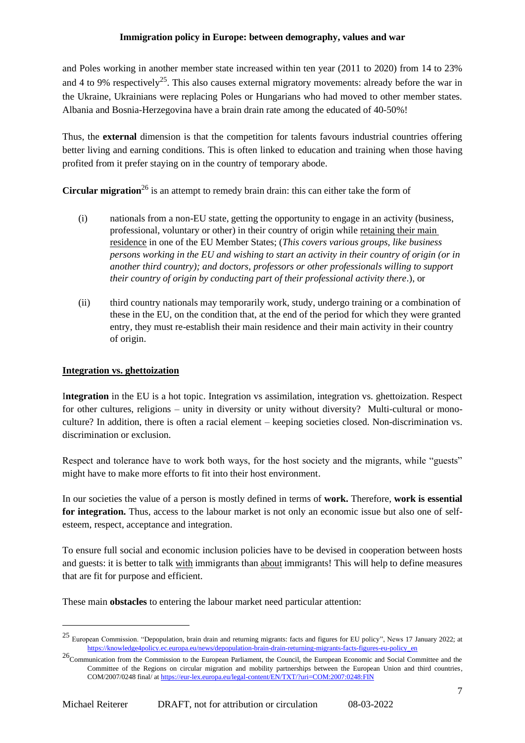and Poles working in another member state increased within ten year (2011 to 2020) from 14 to 23% and 4 to 9% respectively[25]. This also causes external migratory movements: already before the war in the Ukraine, Ukrainians were replacing Poles or Hungarians who had moved to other member states. Albania and Bosnia-Herzegovina have a brain drain rate among the educated of 40-50%!

Thus, the **external** dimension is that the competition for talents favours industrial countries offering better living and earning conditions. This is often linked to education and training when those having profited from it prefer staying on in the country of temporary abode.

**Circular migration**[26] is an attempt to remedy brain drain: this can either take the form of

(i) nationals from a non-EU state, getting the opportunity to engage in an activity (business, professional, voluntary or other) in their country of origin while <u>retaining their main residence</u> in one of the EU Member States; (*This covers various groups, like business persons working in the EU and wishing to start an activity in their country of origin (or in another third country); and doctors, professors or other professionals willing to support their country of origin by conducting part of their professional activity there*.), or

(ii) third country nationals may temporarily work, study, undergo training or a combination of these in the EU, on the condition that, at the end of the period for which they were granted entry, they must re-establish their main residence and their main activity in their country of origin.

## <u>Integration vs. ghettoization</u>

**Integration** in the EU is a hot topic. Integration vs assimilation, integration vs. ghettoization. Respect for other cultures, religions – unity in diversity or unity without diversity? Multi-cultural or mono-culture? In addition, there is often a racial element – keeping societies closed. Non-discrimination vs. discrimination or exclusion.

Respect and tolerance have to work both ways, for the host society and the migrants, while "guests" might have to make more efforts to fit into their host environment.

In our societies the value of a person is mostly defined in terms of **work.** Therefore, **work is essential for integration.** Thus, access to the labour market is not only an economic issue but also one of self-esteem, respect, acceptance and integration.

To ensure full social and economic inclusion policies have to be devised in cooperation between hosts and guests: it is better to talk <u>with</u> immigrants than <u>about</u> immigrants! This will help to define measures that are fit for purpose and efficient.

These main **obstacles** to entering the labour market need particular attention:

---

[25] European Commission. "Depopulation, brain drain and returning migrants: facts and figures for EU policy", News 17 January 2022; at https://knowledge4policy.ec.europa.eu/news/depopulation-brain-drain-returning-migrants-facts-figures-eu-policy_en

[26] Communication from the Commission to the European Parliament, the Council, the European Economic and Social Committee and the Committee of the Regions on circular migration and mobility partnerships between the European Union and third countries, COM/2007/0248 final/ at https://eur-lex.europa.eu/legal-content/EN/TXT/?uri=COM:2007:0248:FIN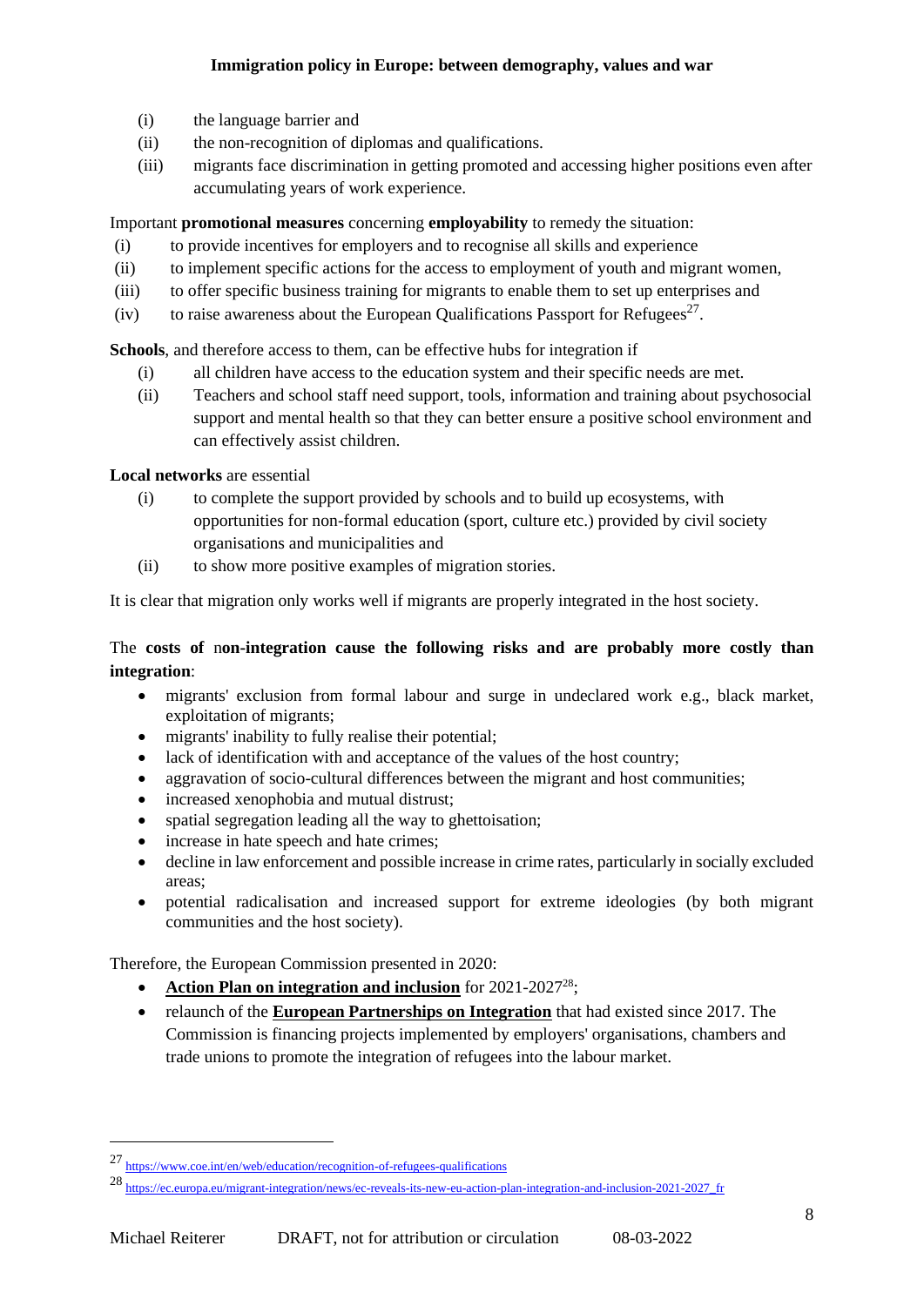(i) the language barrier and
(ii) the non-recognition of diplomas and qualifications.
(iii) migrants face discrimination in getting promoted and accessing higher positions even after accumulating years of work experience.

Important **promotional measures** concerning **employability** to remedy the situation:

(i) to provide incentives for employers and to recognise all skills and experience
(ii) to implement specific actions for the access to employment of youth and migrant women,
(iii) to offer specific business training for migrants to enable them to set up enterprises and
(iv) to raise awareness about the European Qualifications Passport for Refugees[27].

**Schools**, and therefore access to them, can be effective hubs for integration if

(i) all children have access to the education system and their specific needs are met.
(ii) Teachers and school staff need support, tools, information and training about psychosocial support and mental health so that they can better ensure a positive school environment and can effectively assist children.

**Local networks** are essential

(i) to complete the support provided by schools and to build up ecosystems, with opportunities for non-formal education (sport, culture etc.) provided by civil society organisations and municipalities and
(ii) to show more positive examples of migration stories.

It is clear that migration only works well if migrants are properly integrated in the host society.

The **costs of** n**on-integration cause the following risks and are probably more costly than integration**:

- migrants' exclusion from formal labour and surge in undeclared work e.g., black market, exploitation of migrants;
- migrants' inability to fully realise their potential;
- lack of identification with and acceptance of the values of the host country;
- aggravation of socio-cultural differences between the migrant and host communities;
- increased xenophobia and mutual distrust;
- spatial segregation leading all the way to ghettoisation;
- increase in hate speech and hate crimes;
- decline in law enforcement and possible increase in crime rates, particularly in socially excluded areas;
- potential radicalisation and increased support for extreme ideologies (by both migrant communities and the host society).

Therefore, the European Commission presented in 2020:

- **Action Plan on integration and inclusion** for 2021-2027[28];
- relaunch of the **European Partnerships on Integration** that had existed since 2017. The Commission is financing projects implemented by employers' organisations, chambers and trade unions to promote the integration of refugees into the labour market.

---

[27] https://www.coe.int/en/web/education/recognition-of-refugees-qualifications

[28] https://ec.europa.eu/migrant-integration/news/ec-reveals-its-new-eu-action-plan-integration-and-inclusion-2021-2027_fr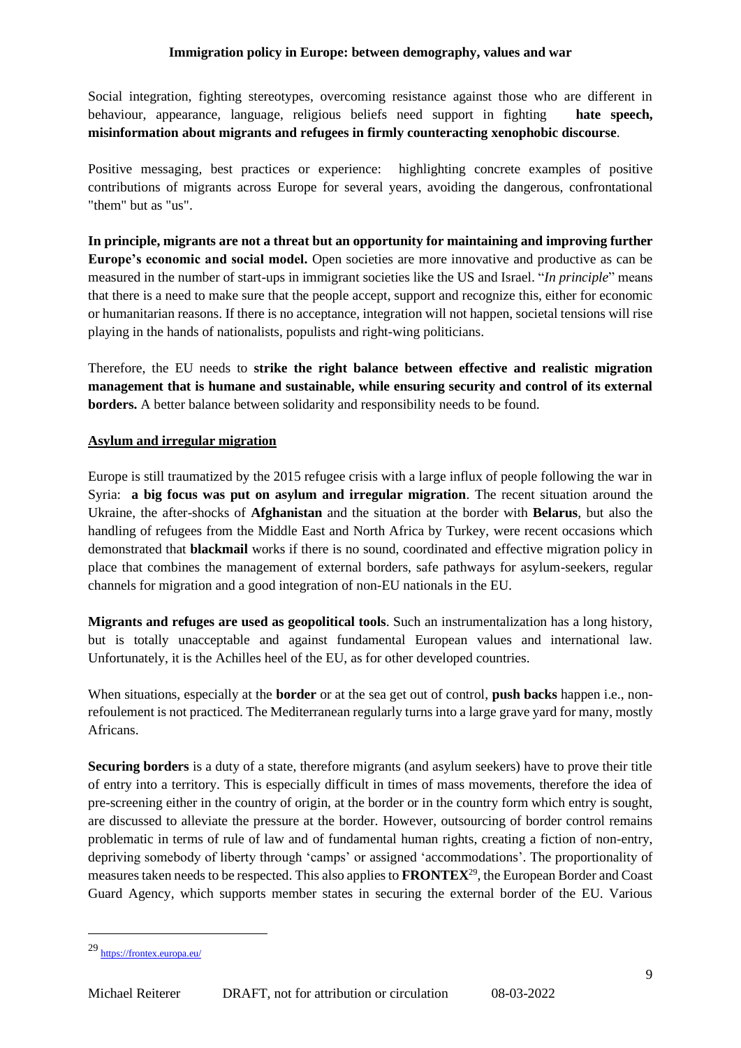Social integration, fighting stereotypes, overcoming resistance against those who are different in behaviour, appearance, language, religious beliefs need support in fighting **hate speech, misinformation about migrants and refugees in firmly counteracting xenophobic discourse**.

Positive messaging, best practices or experience: highlighting concrete examples of positive contributions of migrants across Europe for several years, avoiding the dangerous, confrontational "them" but as "us".

**In principle, migrants are not a threat but an opportunity for maintaining and improving further Europe's economic and social model.** Open societies are more innovative and productive as can be measured in the number of start-ups in immigrant societies like the US and Israel. "*In principle*" means that there is a need to make sure that the people accept, support and recognize this, either for economic or humanitarian reasons. If there is no acceptance, integration will not happen, societal tensions will rise playing in the hands of nationalists, populists and right-wing politicians.

Therefore, the EU needs to **strike the right balance between effective and realistic migration management that is humane and sustainable, while ensuring security and control of its external borders.** A better balance between solidarity and responsibility needs to be found.

## Asylum and irregular migration

Europe is still traumatized by the 2015 refugee crisis with a large influx of people following the war in Syria: **a big focus was put on asylum and irregular migration**. The recent situation around the Ukraine, the after-shocks of **Afghanistan** and the situation at the border with **Belarus**, but also the handling of refugees from the Middle East and North Africa by Turkey, were recent occasions which demonstrated that **blackmail** works if there is no sound, coordinated and effective migration policy in place that combines the management of external borders, safe pathways for asylum-seekers, regular channels for migration and a good integration of non-EU nationals in the EU.

**Migrants and refuges are used as geopolitical tools**. Such an instrumentalization has a long history, but is totally unacceptable and against fundamental European values and international law. Unfortunately, it is the Achilles heel of the EU, as for other developed countries.

When situations, especially at the **border** or at the sea get out of control, **push backs** happen i.e., non-refoulement is not practiced. The Mediterranean regularly turns into a large grave yard for many, mostly Africans.

**Securing borders** is a duty of a state, therefore migrants (and asylum seekers) have to prove their title of entry into a territory. This is especially difficult in times of mass movements, therefore the idea of pre-screening either in the country of origin, at the border or in the country form which entry is sought, are discussed to alleviate the pressure at the border. However, outsourcing of border control remains problematic in terms of rule of law and of fundamental human rights, creating a fiction of non-entry, depriving somebody of liberty through 'camps' or assigned 'accommodations'. The proportionality of measures taken needs to be respected. This also applies to **FRONTEX**[29], the European Border and Coast Guard Agency, which supports member states in securing the external border of the EU. Various

[29] https://frontex.europa.eu/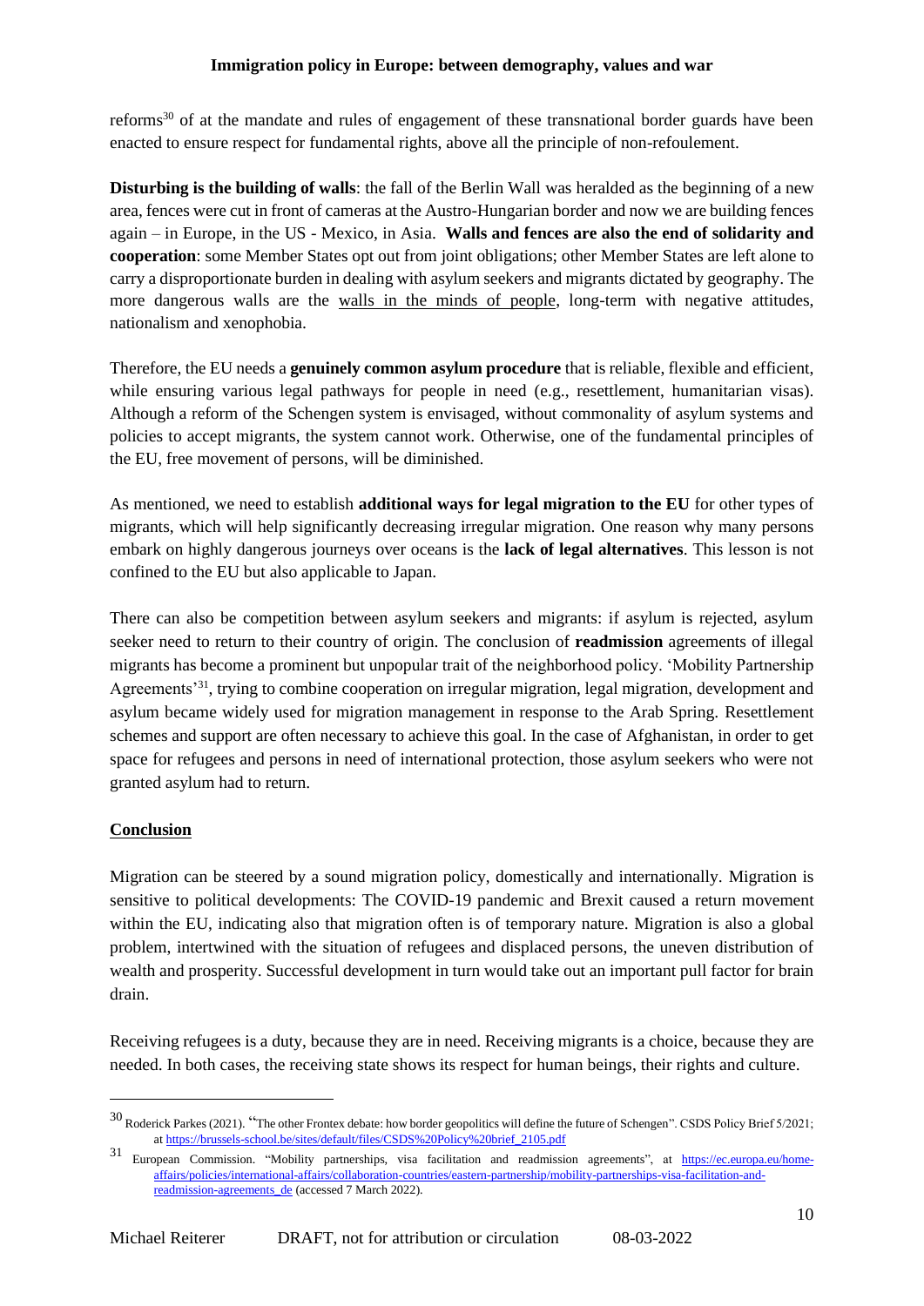reforms[30] of at the mandate and rules of engagement of these transnational border guards have been enacted to ensure respect for fundamental rights, above all the principle of non-refoulement.

**Disturbing is the building of walls**: the fall of the Berlin Wall was heralded as the beginning of a new area, fences were cut in front of cameras at the Austro-Hungarian border and now we are building fences again – in Europe, in the US - Mexico, in Asia. **Walls and fences are also the end of solidarity and cooperation**: some Member States opt out from joint obligations; other Member States are left alone to carry a disproportionate burden in dealing with asylum seekers and migrants dictated by geography. The more dangerous walls are the walls in the minds of people, long-term with negative attitudes, nationalism and xenophobia.

Therefore, the EU needs a **genuinely common asylum procedure** that is reliable, flexible and efficient, while ensuring various legal pathways for people in need (e.g., resettlement, humanitarian visas). Although a reform of the Schengen system is envisaged, without commonality of asylum systems and policies to accept migrants, the system cannot work. Otherwise, one of the fundamental principles of the EU, free movement of persons, will be diminished.

As mentioned, we need to establish **additional ways for legal migration to the EU** for other types of migrants, which will help significantly decreasing irregular migration. One reason why many persons embark on highly dangerous journeys over oceans is the **lack of legal alternatives**. This lesson is not confined to the EU but also applicable to Japan.

There can also be competition between asylum seekers and migrants: if asylum is rejected, asylum seeker need to return to their country of origin. The conclusion of **readmission** agreements of illegal migrants has become a prominent but unpopular trait of the neighborhood policy. 'Mobility Partnership Agreements'[31], trying to combine cooperation on irregular migration, legal migration, development and asylum became widely used for migration management in response to the Arab Spring. Resettlement schemes and support are often necessary to achieve this goal. In the case of Afghanistan, in order to get space for refugees and persons in need of international protection, those asylum seekers who were not granted asylum had to return.

## Conclusion

Migration can be steered by a sound migration policy, domestically and internationally. Migration is sensitive to political developments: The COVID-19 pandemic and Brexit caused a return movement within the EU, indicating also that migration often is of temporary nature. Migration is also a global problem, intertwined with the situation of refugees and displaced persons, the uneven distribution of wealth and prosperity. Successful development in turn would take out an important pull factor for brain drain.

Receiving refugees is a duty, because they are in need. Receiving migrants is a choice, because they are needed. In both cases, the receiving state shows its respect for human beings, their rights and culture.

---

[30] Roderick Parkes (2021). "The other Frontex debate: how border geopolitics will define the future of Schengen". CSDS Policy Brief 5/2021; at https://brussels-school.be/sites/default/files/CSDS%20Policy%20brief_2105.pdf

[31] European Commission. "Mobility partnerships, visa facilitation and readmission agreements", at https://ec.europa.eu/home-affairs/policies/international-affairs/collaboration-countries/eastern-partnership/mobility-partnerships-visa-facilitation-and-readmission-agreements_de (accessed 7 March 2022).